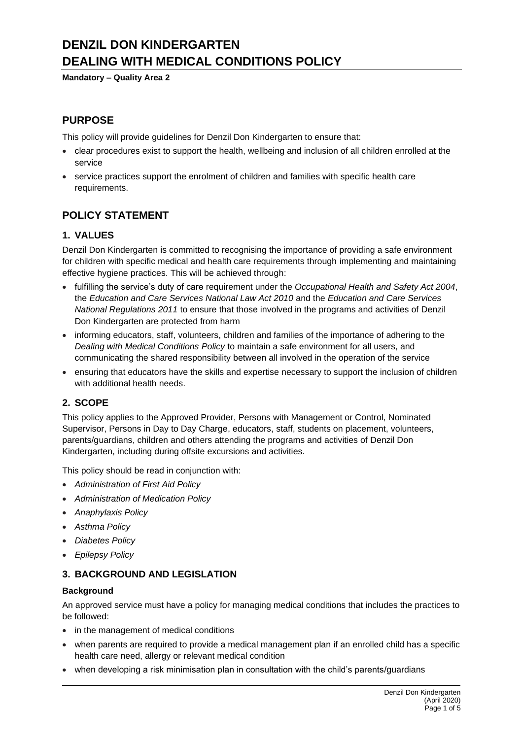# DENZIL DON KINDERGARTEN
# DEALING WITH MEDICAL CONDITIONS POLICY

**Mandatory – Quality Area 2**

## PURPOSE

This policy will provide guidelines for Denzil Don Kindergarten to ensure that:

- clear procedures exist to support the health, wellbeing and inclusion of all children enrolled at the service
- service practices support the enrolment of children and families with specific health care requirements.

## POLICY STATEMENT

### 1. VALUES

Denzil Don Kindergarten is committed to recognising the importance of providing a safe environment for children with specific medical and health care requirements through implementing and maintaining effective hygiene practices. This will be achieved through:

- fulfilling the service's duty of care requirement under the *Occupational Health and Safety Act 2004*, the *Education and Care Services National Law Act 2010* and the *Education and Care Services National Regulations 2011* to ensure that those involved in the programs and activities of Denzil Don Kindergarten are protected from harm
- informing educators, staff, volunteers, children and families of the importance of adhering to the *Dealing with Medical Conditions Policy* to maintain a safe environment for all users, and communicating the shared responsibility between all involved in the operation of the service
- ensuring that educators have the skills and expertise necessary to support the inclusion of children with additional health needs.

### 2. SCOPE

This policy applies to the Approved Provider, Persons with Management or Control, Nominated Supervisor, Persons in Day to Day Charge, educators, staff, students on placement, volunteers, parents/guardians, children and others attending the programs and activities of Denzil Don Kindergarten, including during offsite excursions and activities.

This policy should be read in conjunction with:

- *Administration of First Aid Policy*
- *Administration of Medication Policy*
- *Anaphylaxis Policy*
- *Asthma Policy*
- *Diabetes Policy*
- *Epilepsy Policy*

### 3. BACKGROUND AND LEGISLATION

#### Background

An approved service must have a policy for managing medical conditions that includes the practices to be followed:

- in the management of medical conditions
- when parents are required to provide a medical management plan if an enrolled child has a specific health care need, allergy or relevant medical condition
- when developing a risk minimisation plan in consultation with the child's parents/guardians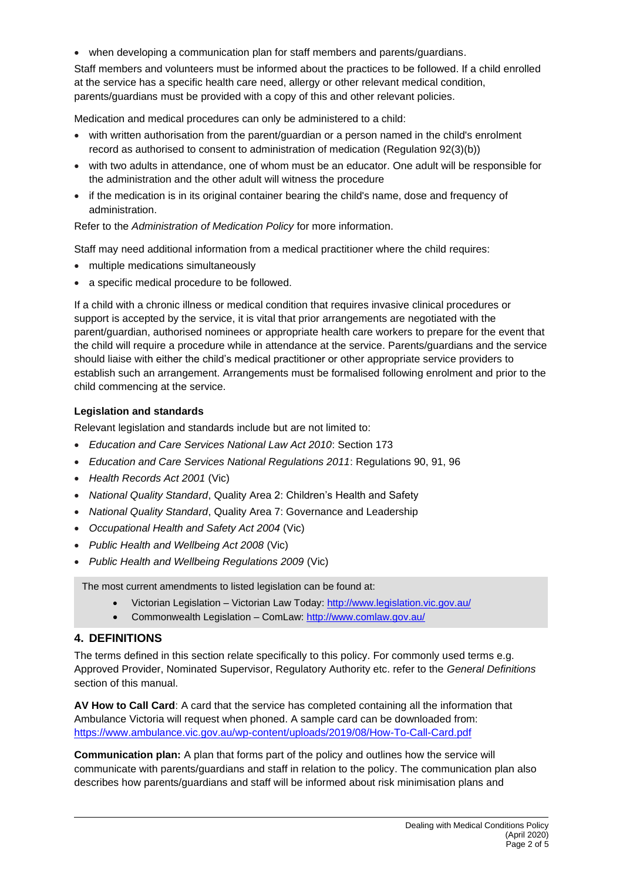- when developing a communication plan for staff members and parents/guardians.

Staff members and volunteers must be informed about the practices to be followed. If a child enrolled at the service has a specific health care need, allergy or other relevant medical condition, parents/guardians must be provided with a copy of this and other relevant policies.

Medication and medical procedures can only be administered to a child:

- with written authorisation from the parent/guardian or a person named in the child's enrolment record as authorised to consent to administration of medication (Regulation 92(3)(b))
- with two adults in attendance, one of whom must be an educator. One adult will be responsible for the administration and the other adult will witness the procedure
- if the medication is in its original container bearing the child's name, dose and frequency of administration.

Refer to the *Administration of Medication Policy* for more information.

Staff may need additional information from a medical practitioner where the child requires:

- multiple medications simultaneously
- a specific medical procedure to be followed.

If a child with a chronic illness or medical condition that requires invasive clinical procedures or support is accepted by the service, it is vital that prior arrangements are negotiated with the parent/guardian, authorised nominees or appropriate health care workers to prepare for the event that the child will require a procedure while in attendance at the service. Parents/guardians and the service should liaise with either the child's medical practitioner or other appropriate service providers to establish such an arrangement. Arrangements must be formalised following enrolment and prior to the child commencing at the service.

**Legislation and standards**

Relevant legislation and standards include but are not limited to:

- *Education and Care Services National Law Act 2010*: Section 173
- *Education and Care Services National Regulations 2011*: Regulations 90, 91, 96
- *Health Records Act 2001* (Vic)
- *National Quality Standard*, Quality Area 2: Children's Health and Safety
- *National Quality Standard*, Quality Area 7: Governance and Leadership
- *Occupational Health and Safety Act 2004* (Vic)
- *Public Health and Wellbeing Act 2008* (Vic)
- *Public Health and Wellbeing Regulations 2009* (Vic)

The most current amendments to listed legislation can be found at:

- Victorian Legislation – Victorian Law Today: http://www.legislation.vic.gov.au/
- Commonwealth Legislation – ComLaw: http://www.comlaw.gov.au/

## 4. DEFINITIONS

The terms defined in this section relate specifically to this policy. For commonly used terms e.g. Approved Provider, Nominated Supervisor, Regulatory Authority etc. refer to the *General Definitions* section of this manual.

**AV How to Call Card**: A card that the service has completed containing all the information that Ambulance Victoria will request when phoned. A sample card can be downloaded from: https://www.ambulance.vic.gov.au/wp-content/uploads/2019/08/How-To-Call-Card.pdf

**Communication plan:** A plan that forms part of the policy and outlines how the service will communicate with parents/guardians and staff in relation to the policy. The communication plan also describes how parents/guardians and staff will be informed about risk minimisation plans and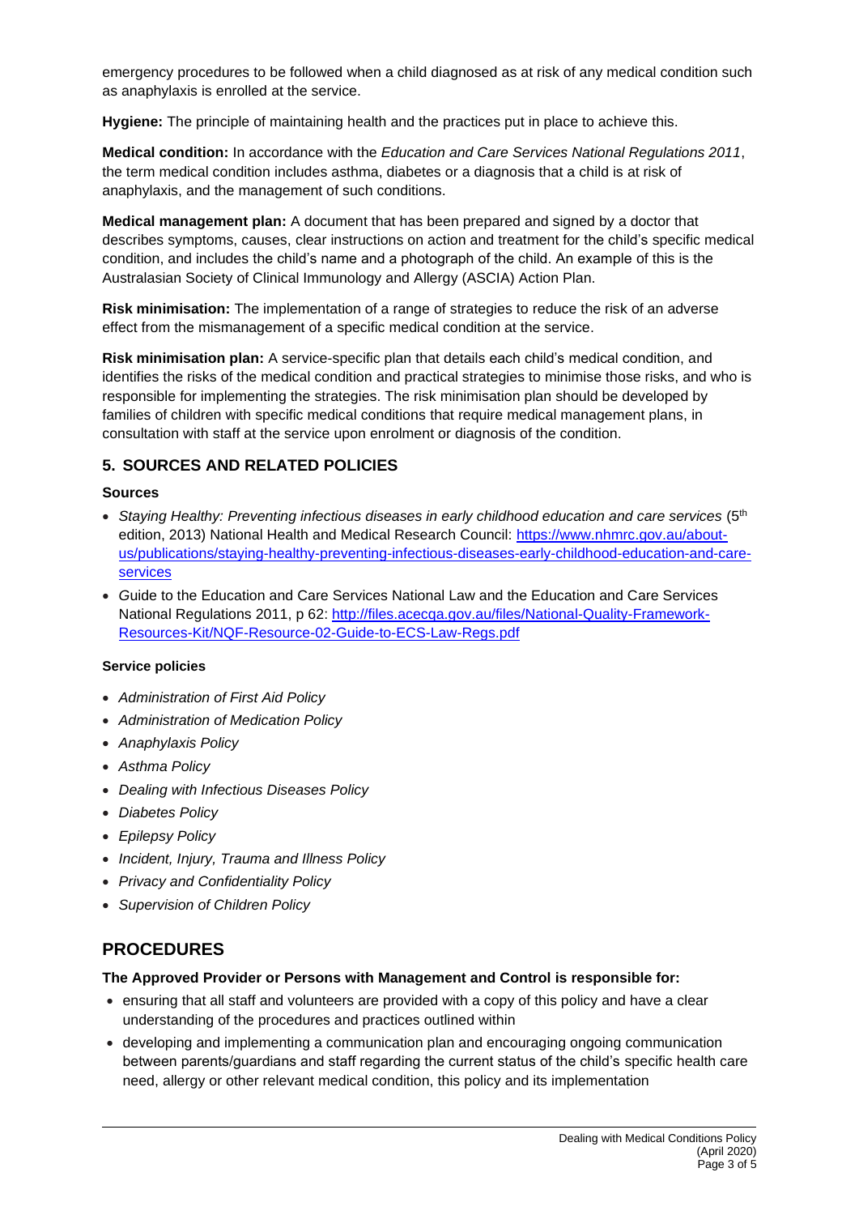emergency procedures to be followed when a child diagnosed as at risk of any medical condition such as anaphylaxis is enrolled at the service.

**Hygiene:** The principle of maintaining health and the practices put in place to achieve this.

**Medical condition:** In accordance with the *Education and Care Services National Regulations 2011*, the term medical condition includes asthma, diabetes or a diagnosis that a child is at risk of anaphylaxis, and the management of such conditions.

**Medical management plan:** A document that has been prepared and signed by a doctor that describes symptoms, causes, clear instructions on action and treatment for the child's specific medical condition, and includes the child's name and a photograph of the child. An example of this is the Australasian Society of Clinical Immunology and Allergy (ASCIA) Action Plan.

**Risk minimisation:** The implementation of a range of strategies to reduce the risk of an adverse effect from the mismanagement of a specific medical condition at the service.

**Risk minimisation plan:** A service-specific plan that details each child's medical condition, and identifies the risks of the medical condition and practical strategies to minimise those risks, and who is responsible for implementing the strategies. The risk minimisation plan should be developed by families of children with specific medical conditions that require medical management plans, in consultation with staff at the service upon enrolment or diagnosis of the condition.

## 5. SOURCES AND RELATED POLICIES

### Sources

- *Staying Healthy: Preventing infectious diseases in early childhood education and care services* (5th edition, 2013) National Health and Medical Research Council: https://www.nhmrc.gov.au/about-us/publications/staying-healthy-preventing-infectious-diseases-early-childhood-education-and-care-services
- Guide to the Education and Care Services National Law and the Education and Care Services National Regulations 2011, p 62: http://files.acecqa.gov.au/files/National-Quality-Framework-Resources-Kit/NQF-Resource-02-Guide-to-ECS-Law-Regs.pdf

### Service policies

- *Administration of First Aid Policy*
- *Administration of Medication Policy*
- *Anaphylaxis Policy*
- *Asthma Policy*
- *Dealing with Infectious Diseases Policy*
- *Diabetes Policy*
- *Epilepsy Policy*
- *Incident, Injury, Trauma and Illness Policy*
- *Privacy and Confidentiality Policy*
- *Supervision of Children Policy*

# PROCEDURES

**The Approved Provider or Persons with Management and Control is responsible for:**

- ensuring that all staff and volunteers are provided with a copy of this policy and have a clear understanding of the procedures and practices outlined within
- developing and implementing a communication plan and encouraging ongoing communication between parents/guardians and staff regarding the current status of the child's specific health care need, allergy or other relevant medical condition, this policy and its implementation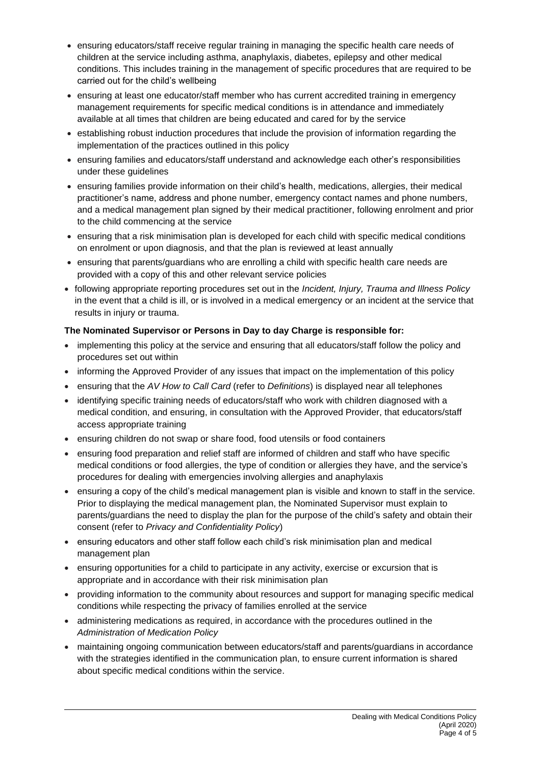- ensuring educators/staff receive regular training in managing the specific health care needs of children at the service including asthma, anaphylaxis, diabetes, epilepsy and other medical conditions. This includes training in the management of specific procedures that are required to be carried out for the child's wellbeing
- ensuring at least one educator/staff member who has current accredited training in emergency management requirements for specific medical conditions is in attendance and immediately available at all times that children are being educated and cared for by the service
- establishing robust induction procedures that include the provision of information regarding the implementation of the practices outlined in this policy
- ensuring families and educators/staff understand and acknowledge each other's responsibilities under these guidelines
- ensuring families provide information on their child's health, medications, allergies, their medical practitioner's name, address and phone number, emergency contact names and phone numbers, and a medical management plan signed by their medical practitioner, following enrolment and prior to the child commencing at the service
- ensuring that a risk minimisation plan is developed for each child with specific medical conditions on enrolment or upon diagnosis, and that the plan is reviewed at least annually
- ensuring that parents/guardians who are enrolling a child with specific health care needs are provided with a copy of this and other relevant service policies
- following appropriate reporting procedures set out in the *Incident, Injury, Trauma and Illness Policy* in the event that a child is ill, or is involved in a medical emergency or an incident at the service that results in injury or trauma.

**The Nominated Supervisor or Persons in Day to day Charge is responsible for:**

- implementing this policy at the service and ensuring that all educators/staff follow the policy and procedures set out within
- informing the Approved Provider of any issues that impact on the implementation of this policy
- ensuring that the *AV How to Call Card* (refer to *Definitions*) is displayed near all telephones
- identifying specific training needs of educators/staff who work with children diagnosed with a medical condition, and ensuring, in consultation with the Approved Provider, that educators/staff access appropriate training
- ensuring children do not swap or share food, food utensils or food containers
- ensuring food preparation and relief staff are informed of children and staff who have specific medical conditions or food allergies, the type of condition or allergies they have, and the service's procedures for dealing with emergencies involving allergies and anaphylaxis
- ensuring a copy of the child's medical management plan is visible and known to staff in the service. Prior to displaying the medical management plan, the Nominated Supervisor must explain to parents/guardians the need to display the plan for the purpose of the child's safety and obtain their consent (refer to *Privacy and Confidentiality Policy*)
- ensuring educators and other staff follow each child's risk minimisation plan and medical management plan
- ensuring opportunities for a child to participate in any activity, exercise or excursion that is appropriate and in accordance with their risk minimisation plan
- providing information to the community about resources and support for managing specific medical conditions while respecting the privacy of families enrolled at the service
- administering medications as required, in accordance with the procedures outlined in the *Administration of Medication Policy*
- maintaining ongoing communication between educators/staff and parents/guardians in accordance with the strategies identified in the communication plan, to ensure current information is shared about specific medical conditions within the service.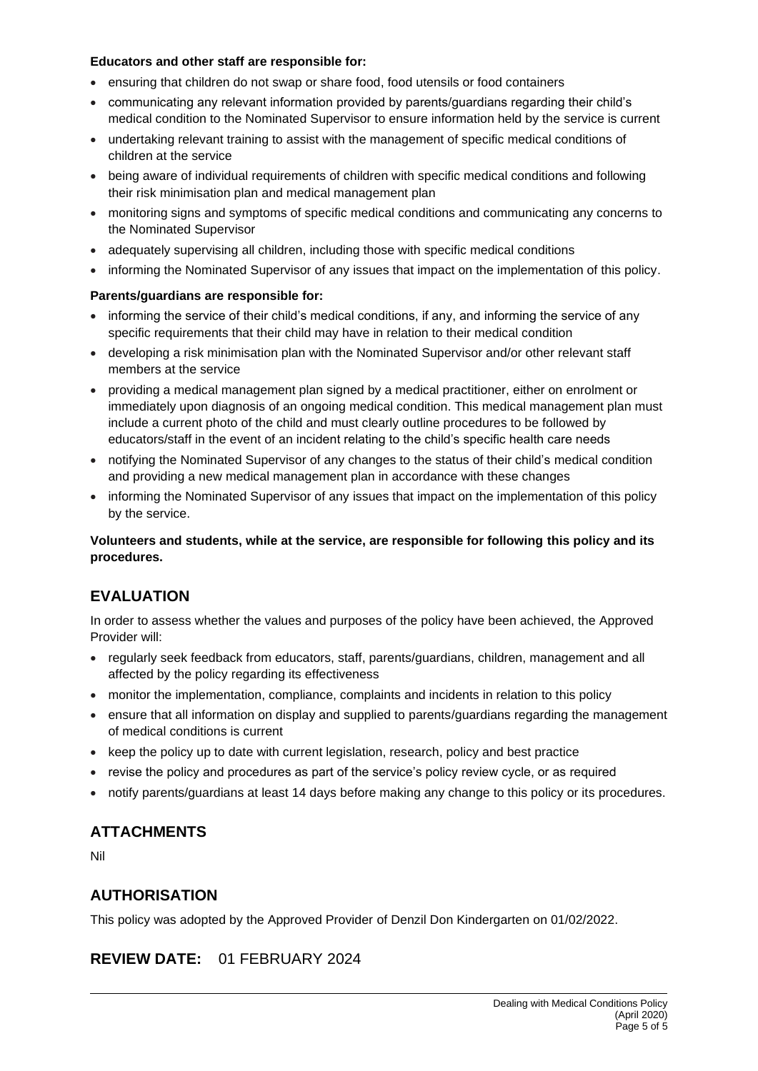**Educators and other staff are responsible for:**

- ensuring that children do not swap or share food, food utensils or food containers
- communicating any relevant information provided by parents/guardians regarding their child's medical condition to the Nominated Supervisor to ensure information held by the service is current
- undertaking relevant training to assist with the management of specific medical conditions of children at the service
- being aware of individual requirements of children with specific medical conditions and following their risk minimisation plan and medical management plan
- monitoring signs and symptoms of specific medical conditions and communicating any concerns to the Nominated Supervisor
- adequately supervising all children, including those with specific medical conditions
- informing the Nominated Supervisor of any issues that impact on the implementation of this policy.

**Parents/guardians are responsible for:**

- informing the service of their child's medical conditions, if any, and informing the service of any specific requirements that their child may have in relation to their medical condition
- developing a risk minimisation plan with the Nominated Supervisor and/or other relevant staff members at the service
- providing a medical management plan signed by a medical practitioner, either on enrolment or immediately upon diagnosis of an ongoing medical condition. This medical management plan must include a current photo of the child and must clearly outline procedures to be followed by educators/staff in the event of an incident relating to the child's specific health care needs
- notifying the Nominated Supervisor of any changes to the status of their child's medical condition and providing a new medical management plan in accordance with these changes
- informing the Nominated Supervisor of any issues that impact on the implementation of this policy by the service.

**Volunteers and students, while at the service, are responsible for following this policy and its procedures.**

## EVALUATION

In order to assess whether the values and purposes of the policy have been achieved, the Approved Provider will:

- regularly seek feedback from educators, staff, parents/guardians, children, management and all affected by the policy regarding its effectiveness
- monitor the implementation, compliance, complaints and incidents in relation to this policy
- ensure that all information on display and supplied to parents/guardians regarding the management of medical conditions is current
- keep the policy up to date with current legislation, research, policy and best practice
- revise the policy and procedures as part of the service's policy review cycle, or as required
- notify parents/guardians at least 14 days before making any change to this policy or its procedures.

## ATTACHMENTS

Nil

## AUTHORISATION

This policy was adopted by the Approved Provider of Denzil Don Kindergarten on 01/02/2022.

## REVIEW DATE: 01 FEBRUARY 2024